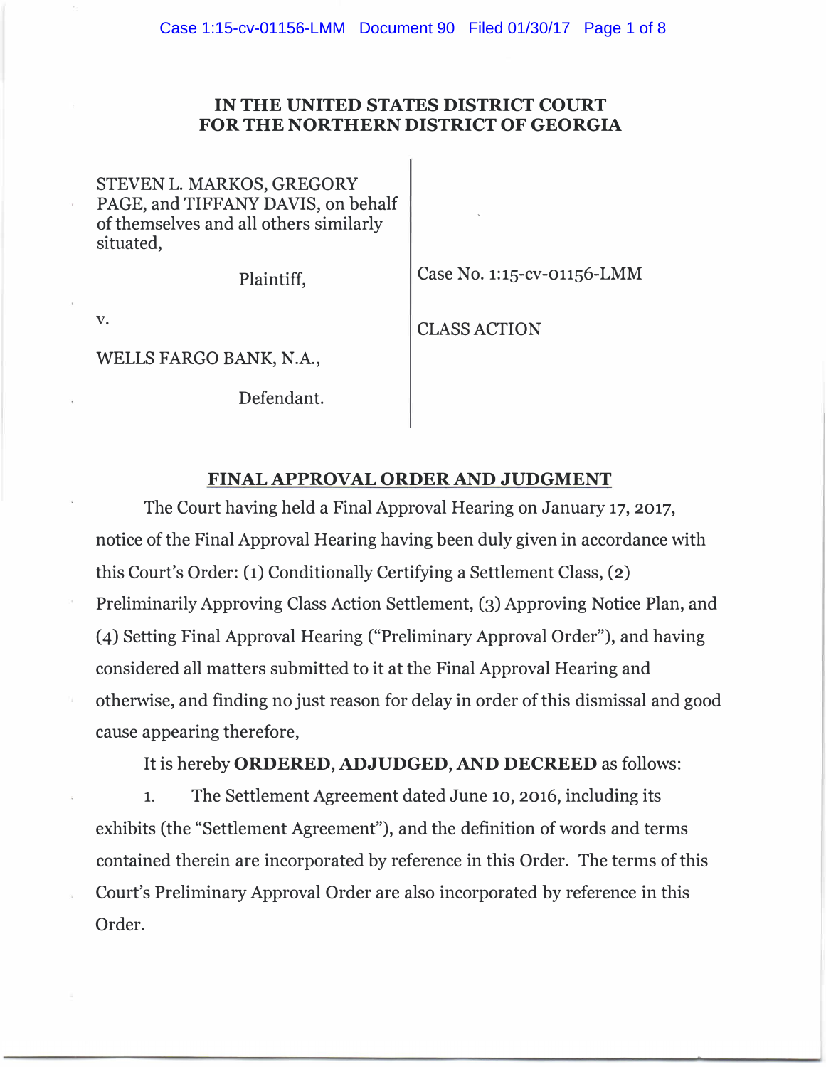# IN THE UNITED STATES DISTRICT COURT FOR THE NORTHERN DISTRICT OF GEORGIA

STEVEN L. MARKOS, GREGORY PAGE, and TIFFANY DAVIS, on behalf of themselves and all others similarly situated,

Plaintiff,

v.

WELLS FARGO BANK, N.A.,

Defendant.

Case No. 1:15-cv-01156-LMM

CLASS ACTION

## FINAL APPROVAL ORDER AND JUDGMENT

The Court having held a Final Approval Hearing on January 17, 2017, notice of the Final Approval Hearing having been duly given in accordance with this Court's Order: (1) Conditionally Certifying a Settlement Class, (2) Preliminarily Approving Class Action Settlement, (3) Approving Notice Plan, and (4) Setting Final Approval Hearing ("Preliminary Approval Order"), and having considered all matters submitted to it at the Final Approval Hearing and otherwise, and finding no just reason for delay in order of this dismissal and good cause appearing therefore,

It is hereby **ORDERED, ADJUDGED, AND DECREED** as follows:

1. The Settlement Agreement dated June 10, 2016, including its exhibits (the "Settlement Agreement"), and the definition of words and terms contained therein are incorporated by reference in this Order. The terms of this Court's Preliminary Approval Order are also incorporated by reference in this Order.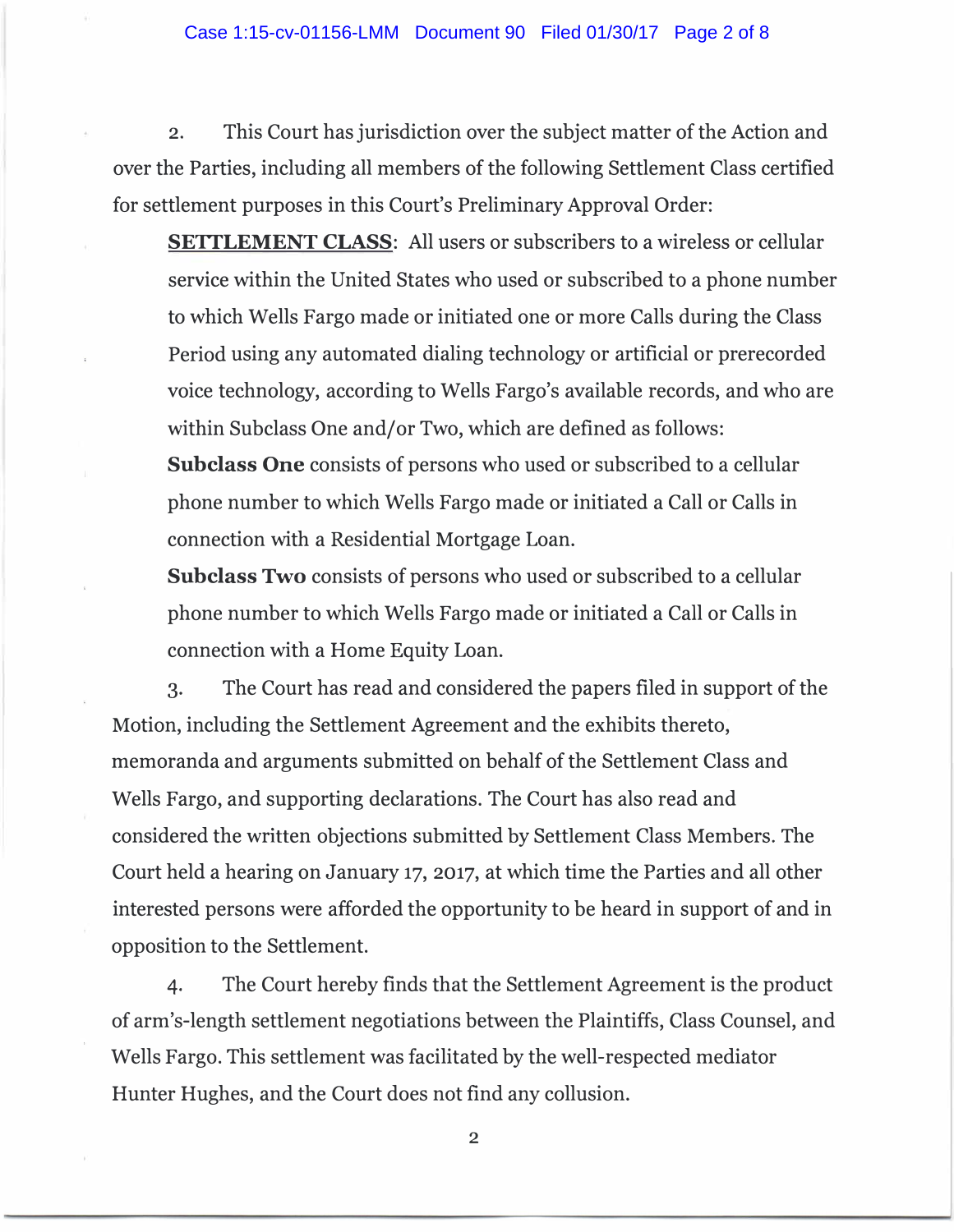2. This Court has jurisdiction over the subject matter of the Action and over the Parties, including all members of the following Settlement Class certified for settlement purposes in this Court's Preliminary Approval Order:

> **SETTLEMENT CLASS**: All users or subscribers to a wireless or cellular service within the United States who used or subscribed to a phone number to which Wells Fargo made or initiated one or more Calls during the Class Period using any automated dialing technology or artificial or prerecorded voice technology, according to Wells Fargo's available records, and who are within Subclass One and/or Two, which are defined as follows:
>
> **Subclass One** consists of persons who used or subscribed to a cellular phone number to which Wells Fargo made or initiated a Call or Calls in connection with a Residential Mortgage Loan.
>
> **Subclass Two** consists of persons who used or subscribed to a cellular phone number to which Wells Fargo made or initiated a Call or Calls in connection with a Home Equity Loan.

3. The Court has read and considered the papers filed in support of the Motion, including the Settlement Agreement and the exhibits thereto, memoranda and arguments submitted on behalf of the Settlement Class and Wells Fargo, and supporting declarations. The Court has also read and considered the written objections submitted by Settlement Class Members. The Court held a hearing on January 17, 2017, at which time the Parties and all other interested persons were afforded the opportunity to be heard in support of and in opposition to the Settlement.

4. The Court hereby finds that the Settlement Agreement is the product of arm's-length settlement negotiations between the Plaintiffs, Class Counsel, and Wells Fargo. This settlement was facilitated by the well-respected mediator Hunter Hughes, and the Court does not find any collusion.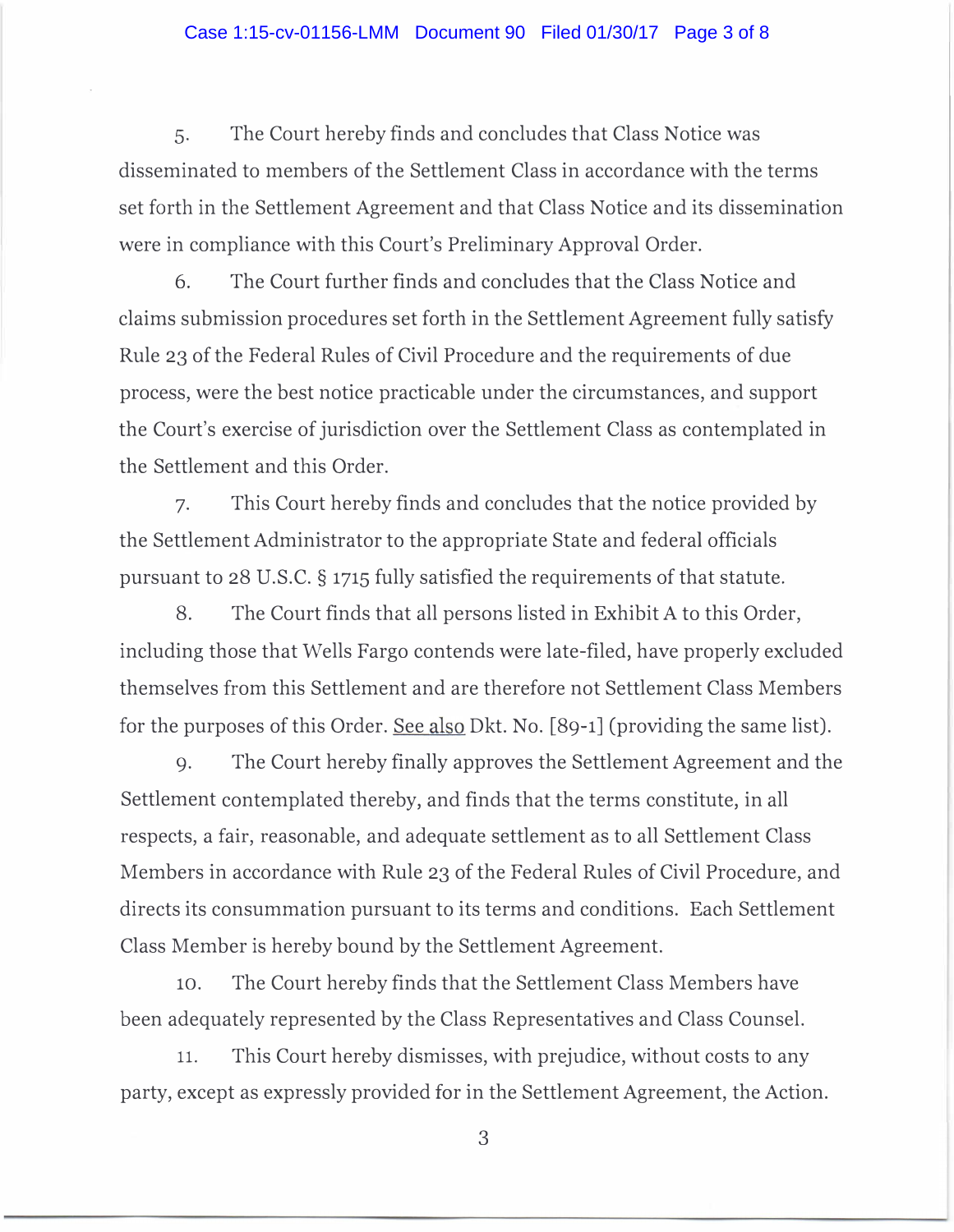5. The Court hereby finds and concludes that Class Notice was disseminated to members of the Settlement Class in accordance with the terms set forth in the Settlement Agreement and that Class Notice and its dissemination were in compliance with this Court's Preliminary Approval Order.

6. The Court further finds and concludes that the Class Notice and claims submission procedures set forth in the Settlement Agreement fully satisfy Rule 23 of the Federal Rules of Civil Procedure and the requirements of due process, were the best notice practicable under the circumstances, and support the Court's exercise of jurisdiction over the Settlement Class as contemplated in the Settlement and this Order.

7. This Court hereby finds and concludes that the notice provided by the Settlement Administrator to the appropriate State and federal officials pursuant to 28 U.S.C. § 1715 fully satisfied the requirements of that statute.

8. The Court finds that all persons listed in Exhibit A to this Order, including those that Wells Fargo contends were late-filed, have properly excluded themselves from this Settlement and are therefore not Settlement Class Members for the purposes of this Order. See also Dkt. No. [89-1] (providing the same list).

9. The Court hereby finally approves the Settlement Agreement and the Settlement contemplated thereby, and finds that the terms constitute, in all respects, a fair, reasonable, and adequate settlement as to all Settlement Class Members in accordance with Rule 23 of the Federal Rules of Civil Procedure, and directs its consummation pursuant to its terms and conditions. Each Settlement Class Member is hereby bound by the Settlement Agreement.

10. The Court hereby finds that the Settlement Class Members have been adequately represented by the Class Representatives and Class Counsel.

11. This Court hereby dismisses, with prejudice, without costs to any party, except as expressly provided for in the Settlement Agreement, the Action.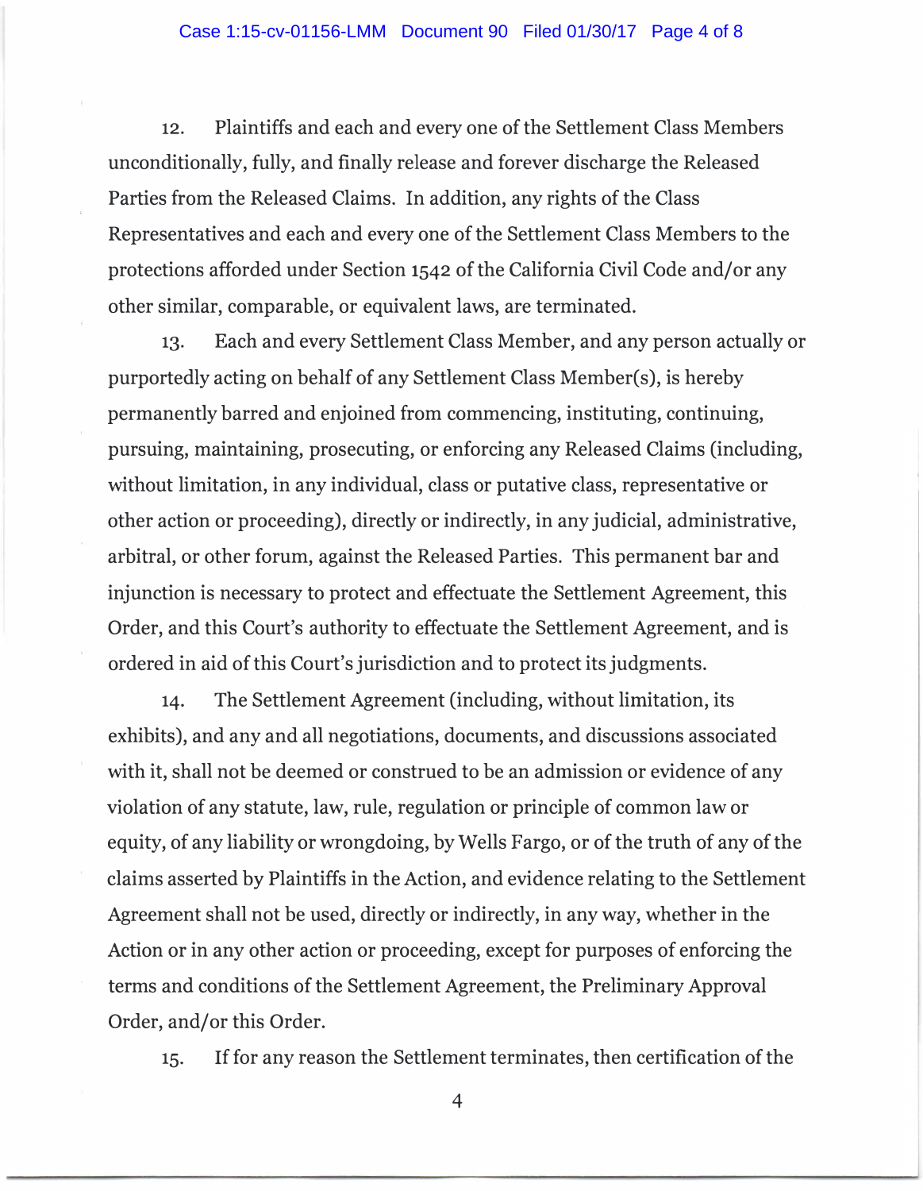12. Plaintiffs and each and every one of the Settlement Class Members unconditionally, fully, and finally release and forever discharge the Released Parties from the Released Claims. In addition, any rights of the Class Representatives and each and every one of the Settlement Class Members to the protections afforded under Section 1542 of the California Civil Code and/or any other similar, comparable, or equivalent laws, are terminated.

13. Each and every Settlement Class Member, and any person actually or purportedly acting on behalf of any Settlement Class Member(s), is hereby permanently barred and enjoined from commencing, instituting, continuing, pursuing, maintaining, prosecuting, or enforcing any Released Claims (including, without limitation, in any individual, class or putative class, representative or other action or proceeding), directly or indirectly, in any judicial, administrative, arbitral, or other forum, against the Released Parties. This permanent bar and injunction is necessary to protect and effectuate the Settlement Agreement, this Order, and this Court's authority to effectuate the Settlement Agreement, and is ordered in aid of this Court's jurisdiction and to protect its judgments.

14. The Settlement Agreement (including, without limitation, its exhibits), and any and all negotiations, documents, and discussions associated with it, shall not be deemed or construed to be an admission or evidence of any violation of any statute, law, rule, regulation or principle of common law or equity, of any liability or wrongdoing, by Wells Fargo, or of the truth of any of the claims asserted by Plaintiffs in the Action, and evidence relating to the Settlement Agreement shall not be used, directly or indirectly, in any way, whether in the Action or in any other action or proceeding, except for purposes of enforcing the terms and conditions of the Settlement Agreement, the Preliminary Approval Order, and/or this Order.

15. If for any reason the Settlement terminates, then certification of the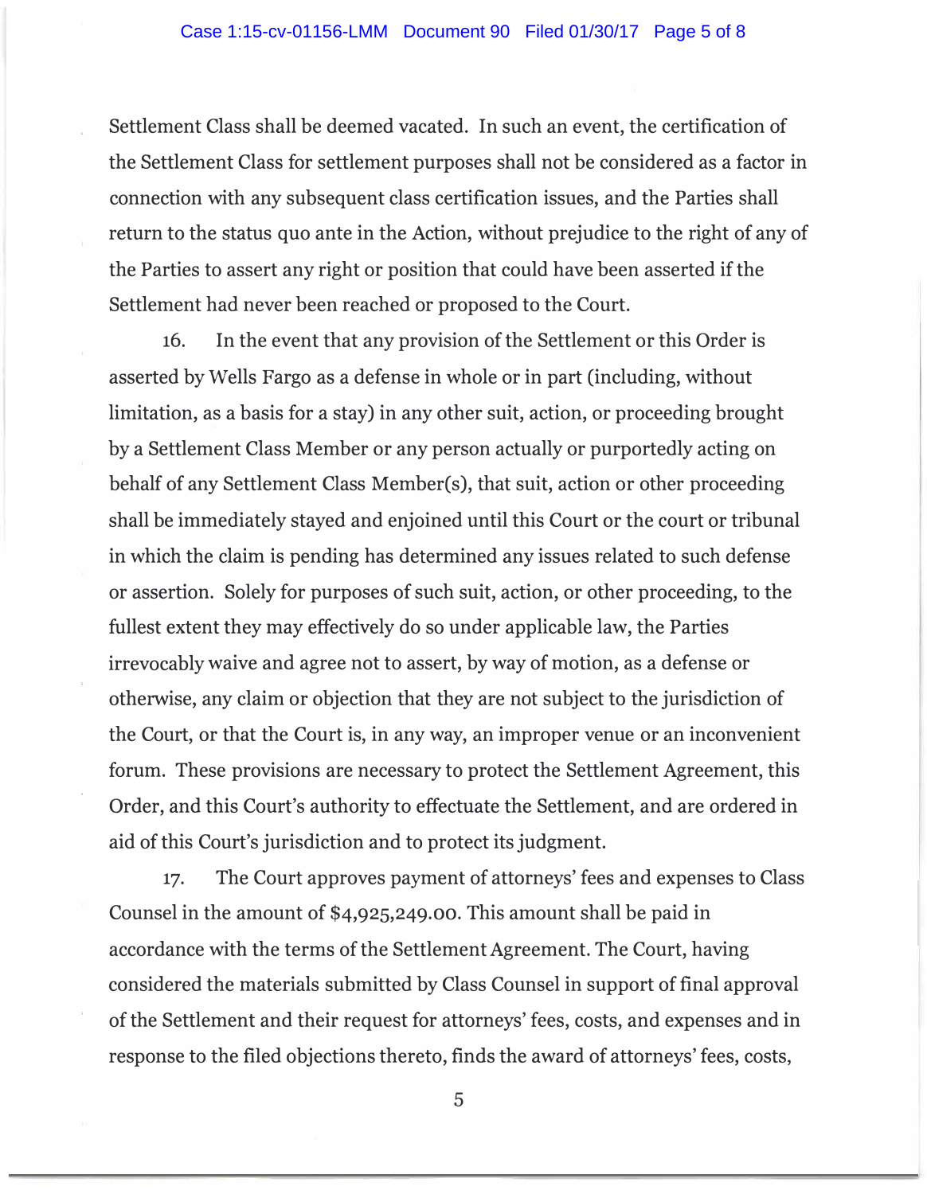Settlement Class shall be deemed vacated. In such an event, the certification of the Settlement Class for settlement purposes shall not be considered as a factor in connection with any subsequent class certification issues, and the Parties shall return to the status quo ante in the Action, without prejudice to the right of any of the Parties to assert any right or position that could have been asserted if the Settlement had never been reached or proposed to the Court.

16. In the event that any provision of the Settlement or this Order is asserted by Wells Fargo as a defense in whole or in part (including, without limitation, as a basis for a stay) in any other suit, action, or proceeding brought by a Settlement Class Member or any person actually or purportedly acting on behalf of any Settlement Class Member(s), that suit, action or other proceeding shall be immediately stayed and enjoined until this Court or the court or tribunal in which the claim is pending has determined any issues related to such defense or assertion. Solely for purposes of such suit, action, or other proceeding, to the fullest extent they may effectively do so under applicable law, the Parties irrevocably waive and agree not to assert, by way of motion, as a defense or otherwise, any claim or objection that they are not subject to the jurisdiction of the Court, or that the Court is, in any way, an improper venue or an inconvenient forum. These provisions are necessary to protect the Settlement Agreement, this Order, and this Court's authority to effectuate the Settlement, and are ordered in aid of this Court's jurisdiction and to protect its judgment.

17. The Court approves payment of attorneys' fees and expenses to Class Counsel in the amount of $4,925,249.00. This amount shall be paid in accordance with the terms of the Settlement Agreement. The Court, having considered the materials submitted by Class Counsel in support of final approval of the Settlement and their request for attorneys' fees, costs, and expenses and in response to the filed objections thereto, finds the award of attorneys' fees, costs,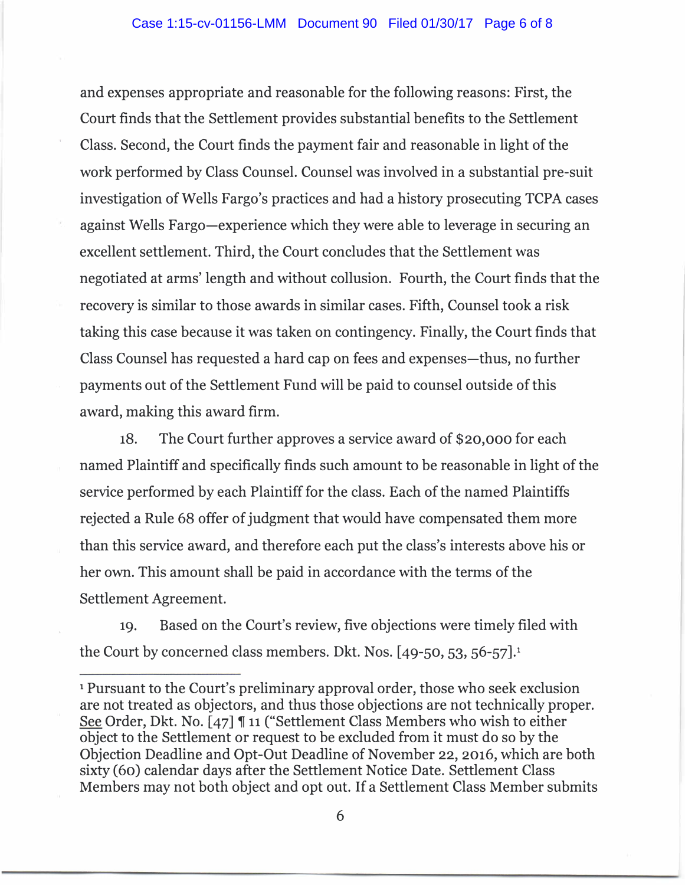and expenses appropriate and reasonable for the following reasons: First, the Court finds that the Settlement provides substantial benefits to the Settlement Class. Second, the Court finds the payment fair and reasonable in light of the work performed by Class Counsel. Counsel was involved in a substantial pre-suit investigation of Wells Fargo's practices and had a history prosecuting TCPA cases against Wells Fargo—experience which they were able to leverage in securing an excellent settlement. Third, the Court concludes that the Settlement was negotiated at arms' length and without collusion. Fourth, the Court finds that the recovery is similar to those awards in similar cases. Fifth, Counsel took a risk taking this case because it was taken on contingency. Finally, the Court finds that Class Counsel has requested a hard cap on fees and expenses—thus, no further payments out of the Settlement Fund will be paid to counsel outside of this award, making this award firm.

18. The Court further approves a service award of $20,000 for each named Plaintiff and specifically finds such amount to be reasonable in light of the service performed by each Plaintiff for the class. Each of the named Plaintiffs rejected a Rule 68 offer of judgment that would have compensated them more than this service award, and therefore each put the class's interests above his or her own. This amount shall be paid in accordance with the terms of the Settlement Agreement.

19. Based on the Court's review, five objections were timely filed with the Court by concerned class members. Dkt. Nos. [49-50, 53, 56-57].[1]

---

[1] Pursuant to the Court's preliminary approval order, those who seek exclusion are not treated as objectors, and thus those objections are not technically proper. See Order, Dkt. No. [47] ¶ 11 ("Settlement Class Members who wish to either object to the Settlement or request to be excluded from it must do so by the Objection Deadline and Opt-Out Deadline of November 22, 2016, which are both sixty (60) calendar days after the Settlement Notice Date. Settlement Class Members may not both object and opt out. If a Settlement Class Member submits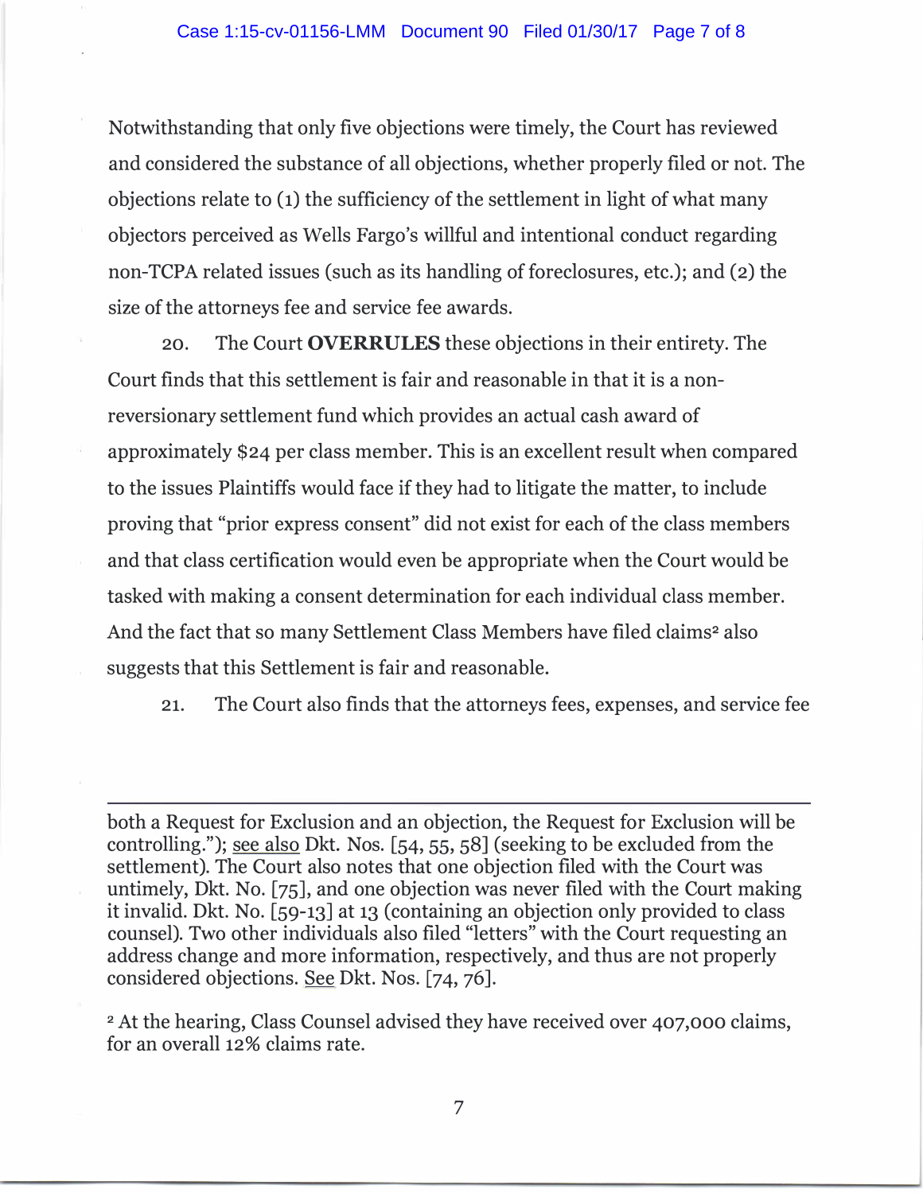Notwithstanding that only five objections were timely, the Court has reviewed and considered the substance of all objections, whether properly filed or not. The objections relate to (1) the sufficiency of the settlement in light of what many objectors perceived as Wells Fargo's willful and intentional conduct regarding non-TCPA related issues (such as its handling of foreclosures, etc.); and (2) the size of the attorneys fee and service fee awards.

20. The Court **OVERRULES** these objections in their entirety. The Court finds that this settlement is fair and reasonable in that it is a non-reversionary settlement fund which provides an actual cash award of approximately $24 per class member. This is an excellent result when compared to the issues Plaintiffs would face if they had to litigate the matter, to include proving that "prior express consent" did not exist for each of the class members and that class certification would even be appropriate when the Court would be tasked with making a consent determination for each individual class member. And the fact that so many Settlement Class Members have filed claims[2] also suggests that this Settlement is fair and reasonable.

21. The Court also finds that the attorneys fees, expenses, and service fee

---

both a Request for Exclusion and an objection, the Request for Exclusion will be controlling."); see also Dkt. Nos. [54, 55, 58] (seeking to be excluded from the settlement). The Court also notes that one objection filed with the Court was untimely, Dkt. No. [75], and one objection was never filed with the Court making it invalid. Dkt. No. [59-13] at 13 (containing an objection only provided to class counsel). Two other individuals also filed "letters" with the Court requesting an address change and more information, respectively, and thus are not properly considered objections. See Dkt. Nos. [74, 76].

[2] At the hearing, Class Counsel advised they have received over 407,000 claims, for an overall 12% claims rate.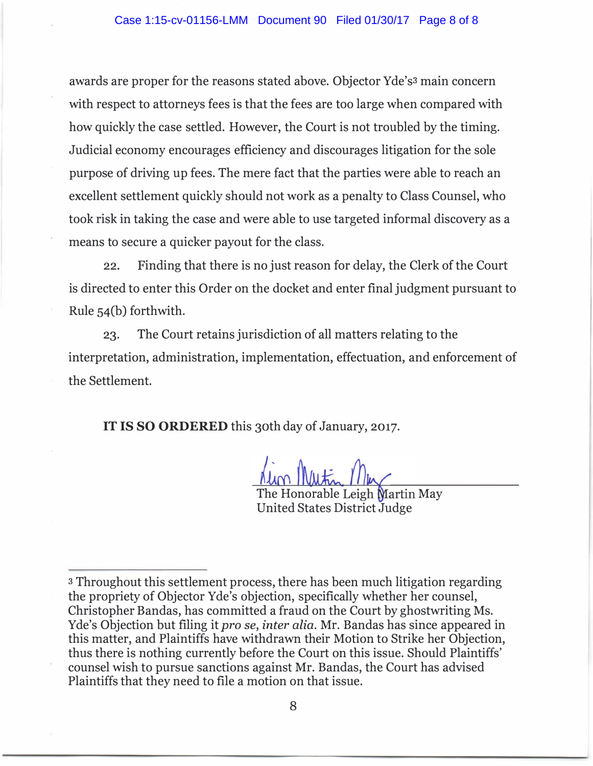awards are proper for the reasons stated above. Objector Yde's[3] main concern with respect to attorneys fees is that the fees are too large when compared with how quickly the case settled. However, the Court is not troubled by the timing. Judicial economy encourages efficiency and discourages litigation for the sole purpose of driving up fees. The mere fact that the parties were able to reach an excellent settlement quickly should not work as a penalty to Class Counsel, who took risk in taking the case and were able to use targeted informal discovery as a means to secure a quicker payout for the class.

22. Finding that there is no just reason for delay, the Clerk of the Court is directed to enter this Order on the docket and enter final judgment pursuant to Rule 54(b) forthwith.

23. The Court retains jurisdiction of all matters relating to the interpretation, administration, implementation, effectuation, and enforcement of the Settlement.

**IT IS SO ORDERED** this 30th day of January, 2017.

The Honorable Leigh Martin May
United States District Judge

[3] Throughout this settlement process, there has been much litigation regarding the propriety of Objector Yde's objection, specifically whether her counsel, Christopher Bandas, has committed a fraud on the Court by ghostwriting Ms. Yde's Objection but filing it *pro se*, *inter alia*. Mr. Bandas has since appeared in this matter, and Plaintiffs have withdrawn their Motion to Strike her Objection, thus there is nothing currently before the Court on this issue. Should Plaintiffs' counsel wish to pursue sanctions against Mr. Bandas, the Court has advised Plaintiffs that they need to file a motion on that issue.